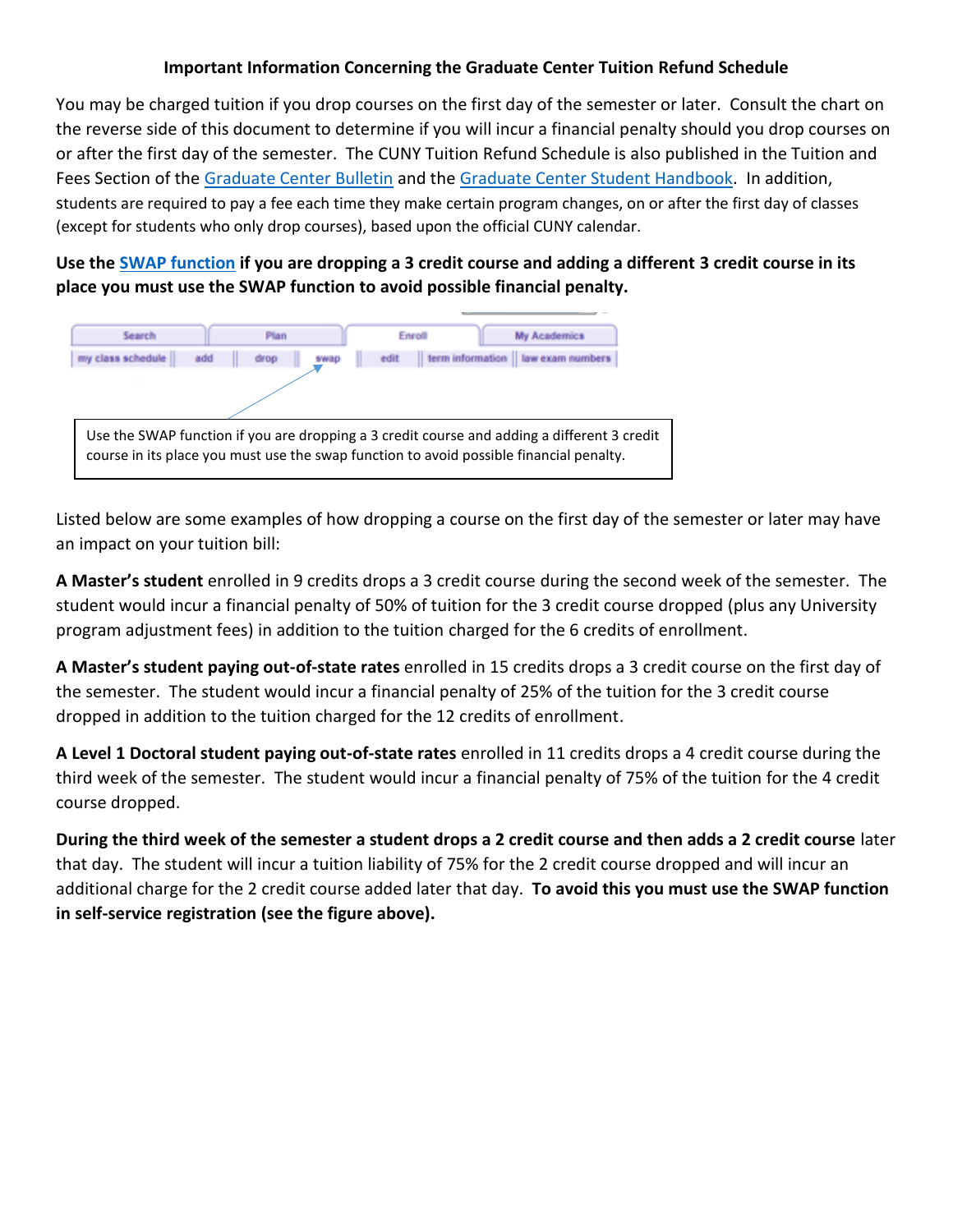## Important Information Concerning the Graduate Center Tuition Refund Schedule

You may be charged tuition if you drop courses on the first day of the semester or later. Consult the chart on the reverse side of this document to determine if you will incur a financial penalty should you drop courses on or after the first day of the semester. The CUNY Tuition Refund Schedule is also published in the Tuition and Fees Section of the Graduate Center Bulletin and the Graduate Center Student Handbook. In addition, students are required to pay a fee each time they make certain program changes, on or after the first day of classes (except for students who only drop courses), based upon the official CUNY calendar.

**Use the SWAP function if you are dropping a 3 credit course and adding a different 3 credit course in its place you must use the SWAP function to avoid possible financial penalty.**

| Search | Plan | Enroll | My Academics |
|---|---|---|---|

my class schedule | add | drop | swap | edit | term information | law exam numbers

Use the SWAP function if you are dropping a 3 credit course and adding a different 3 credit course in its place you must use the swap function to avoid possible financial penalty.

Listed below are some examples of how dropping a course on the first day of the semester or later may have an impact on your tuition bill:

**A Master's student** enrolled in 9 credits drops a 3 credit course during the second week of the semester. The student would incur a financial penalty of 50% of tuition for the 3 credit course dropped (plus any University program adjustment fees) in addition to the tuition charged for the 6 credits of enrollment.

**A Master's student paying out-of-state rates** enrolled in 15 credits drops a 3 credit course on the first day of the semester. The student would incur a financial penalty of 25% of the tuition for the 3 credit course dropped in addition to the tuition charged for the 12 credits of enrollment.

**A Level 1 Doctoral student paying out-of-state rates** enrolled in 11 credits drops a 4 credit course during the third week of the semester. The student would incur a financial penalty of 75% of the tuition for the 4 credit course dropped.

**During the third week of the semester a student drops a 2 credit course and then adds a 2 credit course** later that day. The student will incur a tuition liability of 75% for the 2 credit course dropped and will incur an additional charge for the 2 credit course added later that day. **To avoid this you must use the SWAP function in self-service registration (see the figure above).**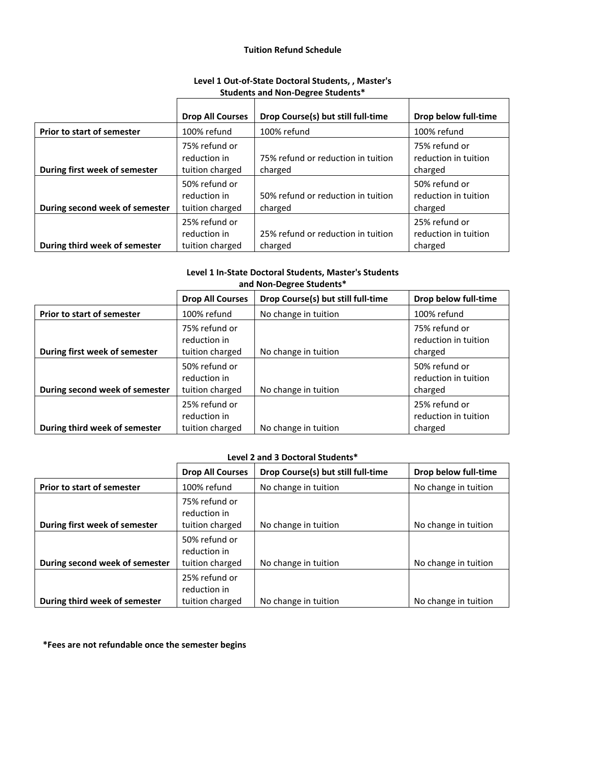## Tuition Refund Schedule

### Level 1 Out-of-State Doctoral Students, , Master's Students and Non-Degree Students*

| | Drop All Courses | Drop Course(s) but still full-time | Drop below full-time |
|---|---|---|---|
| **Prior to start of semester** | 100% refund | 100% refund | 100% refund |
| **During first week of semester** | 75% refund or reduction in tuition charged | 75% refund or reduction in tuition charged | 75% refund or reduction in tuition charged |
| **During second week of semester** | 50% refund or reduction in tuition charged | 50% refund or reduction in tuition charged | 50% refund or reduction in tuition charged |
| **During third week of semester** | 25% refund or reduction in tuition charged | 25% refund or reduction in tuition charged | 25% refund or reduction in tuition charged |

### Level 1 In-State Doctoral Students, Master's Students and Non-Degree Students*

| | Drop All Courses | Drop Course(s) but still full-time | Drop below full-time |
|---|---|---|---|
| **Prior to start of semester** | 100% refund | No change in tuition | 100% refund |
| **During first week of semester** | 75% refund or reduction in tuition charged | No change in tuition | 75% refund or reduction in tuition charged |
| **During second week of semester** | 50% refund or reduction in tuition charged | No change in tuition | 50% refund or reduction in tuition charged |
| **During third week of semester** | 25% refund or reduction in tuition charged | No change in tuition | 25% refund or reduction in tuition charged |

### Level 2 and 3 Doctoral Students*

| | Drop All Courses | Drop Course(s) but still full-time | Drop below full-time |
|---|---|---|---|
| **Prior to start of semester** | 100% refund | No change in tuition | No change in tuition |
| **During first week of semester** | 75% refund or reduction in tuition charged | No change in tuition | No change in tuition |
| **During second week of semester** | 50% refund or reduction in tuition charged | No change in tuition | No change in tuition |
| **During third week of semester** | 25% refund or reduction in tuition charged | No change in tuition | No change in tuition |

**\*Fees are not refundable once the semester begins**